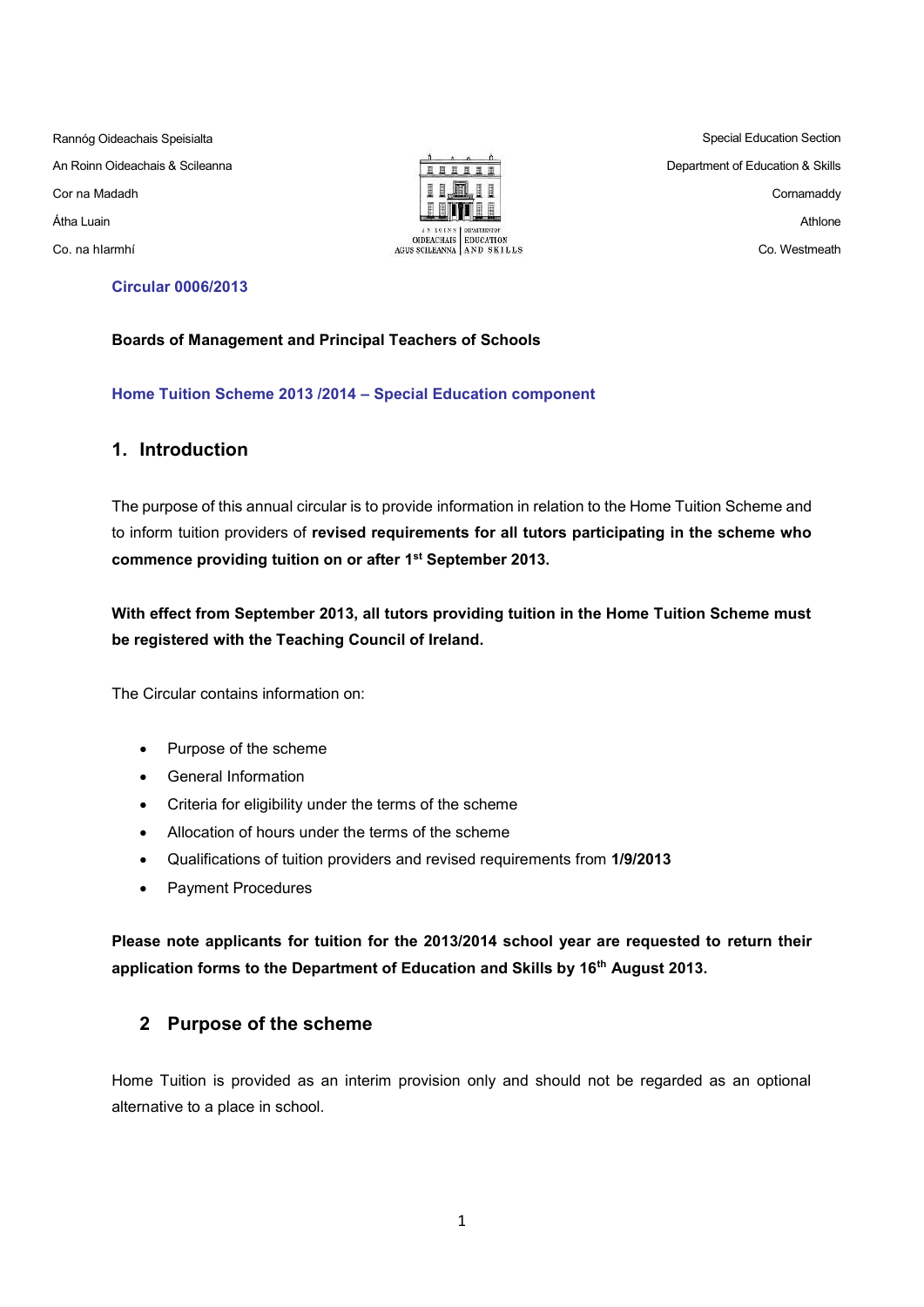Rannóg Oideachais Speisialta
An Roinn Oideachais & Scileanna
Cor na Madadh
Átha Luain
Co. na hIarmhí

Special Education Section
Department of Education & Skills
Cornamaddy
Athlone
Co. Westmeath

**Circular 0006/2013**

**Boards of Management and Principal Teachers of Schools**

**Home Tuition Scheme 2013 /2014 – Special Education component**

## 1. Introduction

The purpose of this annual circular is to provide information in relation to the Home Tuition Scheme and to inform tuition providers of **revised requirements for all tutors participating in the scheme who commence providing tuition on or after 1st September 2013.**

**With effect from September 2013, all tutors providing tuition in the Home Tuition Scheme must be registered with the Teaching Council of Ireland.**

The Circular contains information on:

- Purpose of the scheme
- General Information
- Criteria for eligibility under the terms of the scheme
- Allocation of hours under the terms of the scheme
- Qualifications of tuition providers and revised requirements from **1/9/2013**
- Payment Procedures

**Please note applicants for tuition for the 2013/2014 school year are requested to return their application forms to the Department of Education and Skills by 16th August 2013.**

## 2 Purpose of the scheme

Home Tuition is provided as an interim provision only and should not be regarded as an optional alternative to a place in school.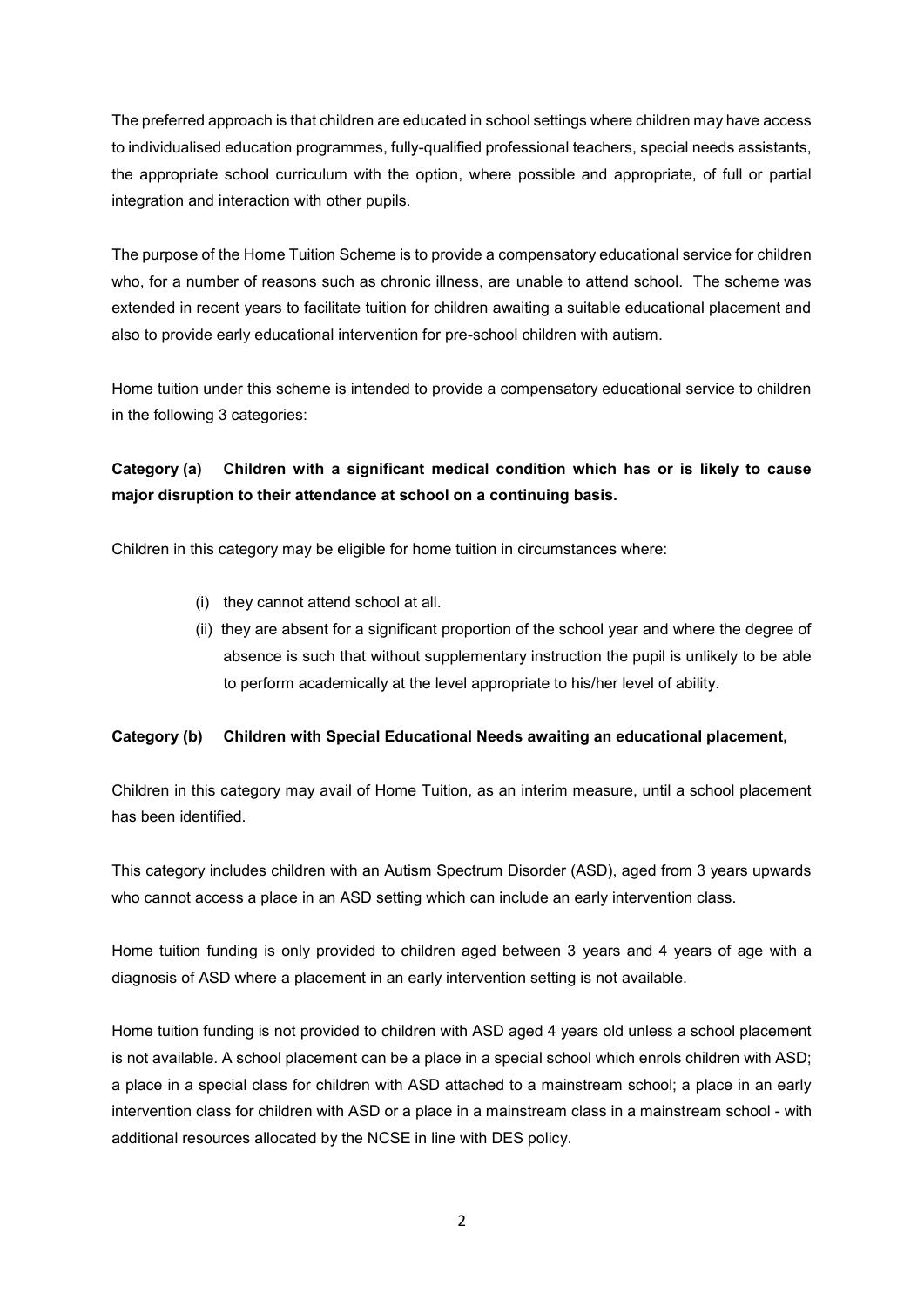The preferred approach is that children are educated in school settings where children may have access to individualised education programmes, fully-qualified professional teachers, special needs assistants, the appropriate school curriculum with the option, where possible and appropriate, of full or partial integration and interaction with other pupils.

The purpose of the Home Tuition Scheme is to provide a compensatory educational service for children who, for a number of reasons such as chronic illness, are unable to attend school. The scheme was extended in recent years to facilitate tuition for children awaiting a suitable educational placement and also to provide early educational intervention for pre-school children with autism.

Home tuition under this scheme is intended to provide a compensatory educational service to children in the following 3 categories:

**Category (a) Children with a significant medical condition which has or is likely to cause major disruption to their attendance at school on a continuing basis.**

Children in this category may be eligible for home tuition in circumstances where:

(i) they cannot attend school at all.

(ii) they are absent for a significant proportion of the school year and where the degree of absence is such that without supplementary instruction the pupil is unlikely to be able to perform academically at the level appropriate to his/her level of ability.

**Category (b) Children with Special Educational Needs awaiting an educational placement,**

Children in this category may avail of Home Tuition, as an interim measure, until a school placement has been identified.

This category includes children with an Autism Spectrum Disorder (ASD), aged from 3 years upwards who cannot access a place in an ASD setting which can include an early intervention class.

Home tuition funding is only provided to children aged between 3 years and 4 years of age with a diagnosis of ASD where a placement in an early intervention setting is not available.

Home tuition funding is not provided to children with ASD aged 4 years old unless a school placement is not available. A school placement can be a place in a special school which enrols children with ASD; a place in a special class for children with ASD attached to a mainstream school; a place in an early intervention class for children with ASD or a place in a mainstream class in a mainstream school - with additional resources allocated by the NCSE in line with DES policy.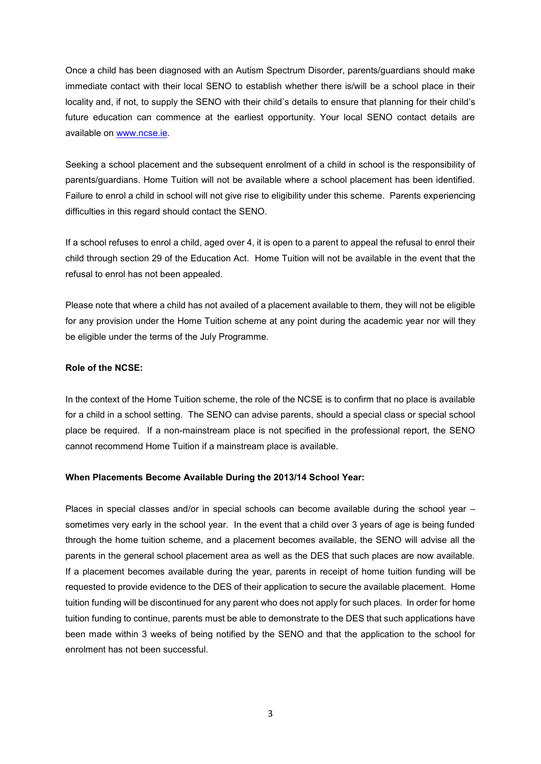Once a child has been diagnosed with an Autism Spectrum Disorder, parents/guardians should make immediate contact with their local SENO to establish whether there is/will be a school place in their locality and, if not, to supply the SENO with their child's details to ensure that planning for their child's future education can commence at the earliest opportunity. Your local SENO contact details are available on [www.ncse.ie](http://www.ncse.ie).

Seeking a school placement and the subsequent enrolment of a child in school is the responsibility of parents/guardians. Home Tuition will not be available where a school placement has been identified. Failure to enrol a child in school will not give rise to eligibility under this scheme. Parents experiencing difficulties in this regard should contact the SENO.

If a school refuses to enrol a child, aged over 4, it is open to a parent to appeal the refusal to enrol their child through section 29 of the Education Act. Home Tuition will not be available in the event that the refusal to enrol has not been appealed.

Please note that where a child has not availed of a placement available to them, they will not be eligible for any provision under the Home Tuition scheme at any point during the academic year nor will they be eligible under the terms of the July Programme.

**Role of the NCSE:**

In the context of the Home Tuition scheme, the role of the NCSE is to confirm that no place is available for a child in a school setting. The SENO can advise parents, should a special class or special school place be required. If a non-mainstream place is not specified in the professional report, the SENO cannot recommend Home Tuition if a mainstream place is available.

**When Placements Become Available During the 2013/14 School Year:**

Places in special classes and/or in special schools can become available during the school year – sometimes very early in the school year. In the event that a child over 3 years of age is being funded through the home tuition scheme, and a placement becomes available, the SENO will advise all the parents in the general school placement area as well as the DES that such places are now available. If a placement becomes available during the year, parents in receipt of home tuition funding will be requested to provide evidence to the DES of their application to secure the available placement. Home tuition funding will be discontinued for any parent who does not apply for such places. In order for home tuition funding to continue, parents must be able to demonstrate to the DES that such applications have been made within 3 weeks of being notified by the SENO and that the application to the school for enrolment has not been successful.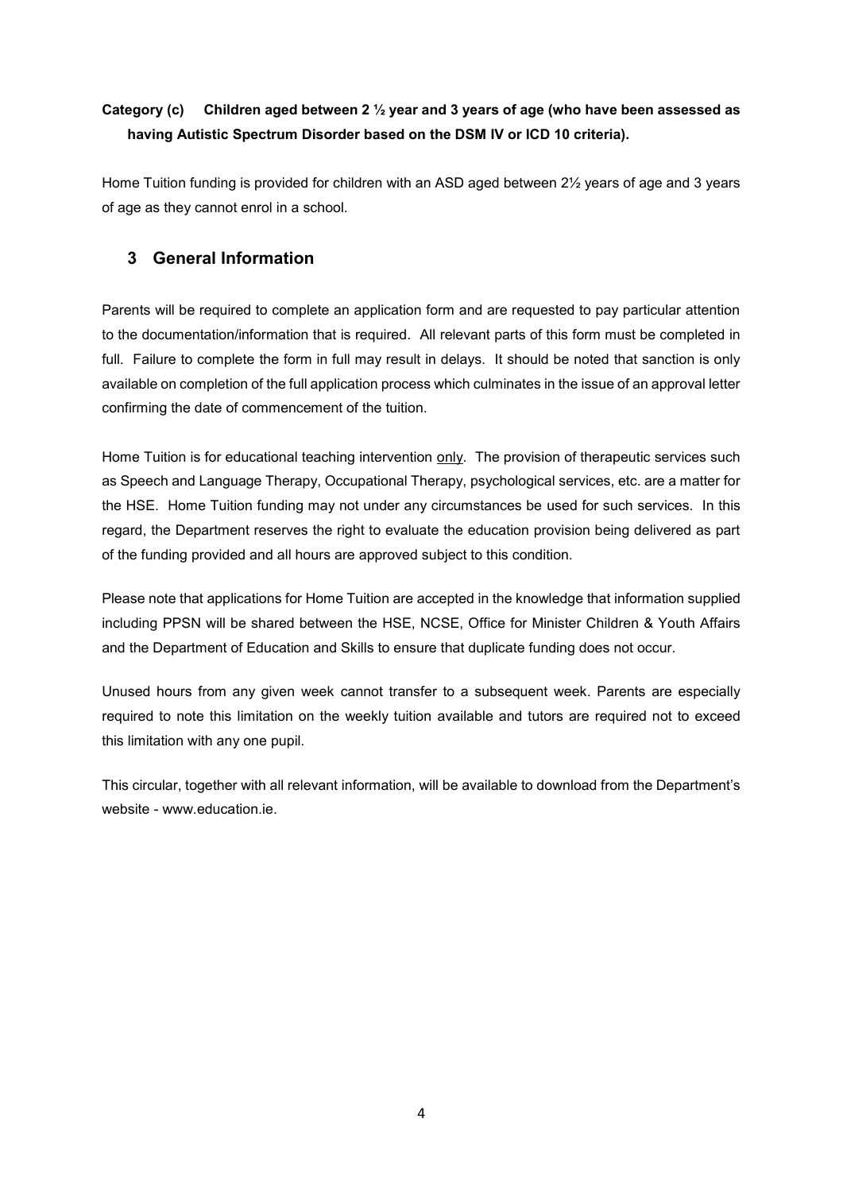**Category (c) Children aged between 2 ½ year and 3 years of age (who have been assessed as having Autistic Spectrum Disorder based on the DSM IV or ICD 10 criteria).**

Home Tuition funding is provided for children with an ASD aged between 2½ years of age and 3 years of age as they cannot enrol in a school.

## 3 General Information

Parents will be required to complete an application form and are requested to pay particular attention to the documentation/information that is required. All relevant parts of this form must be completed in full. Failure to complete the form in full may result in delays. It should be noted that sanction is only available on completion of the full application process which culminates in the issue of an approval letter confirming the date of commencement of the tuition.

Home Tuition is for educational teaching intervention <u>only</u>. The provision of therapeutic services such as Speech and Language Therapy, Occupational Therapy, psychological services, etc. are a matter for the HSE. Home Tuition funding may not under any circumstances be used for such services. In this regard, the Department reserves the right to evaluate the education provision being delivered as part of the funding provided and all hours are approved subject to this condition.

Please note that applications for Home Tuition are accepted in the knowledge that information supplied including PPSN will be shared between the HSE, NCSE, Office for Minister Children & Youth Affairs and the Department of Education and Skills to ensure that duplicate funding does not occur.

Unused hours from any given week cannot transfer to a subsequent week. Parents are especially required to note this limitation on the weekly tuition available and tutors are required not to exceed this limitation with any one pupil.

This circular, together with all relevant information, will be available to download from the Department's website - www.education.ie.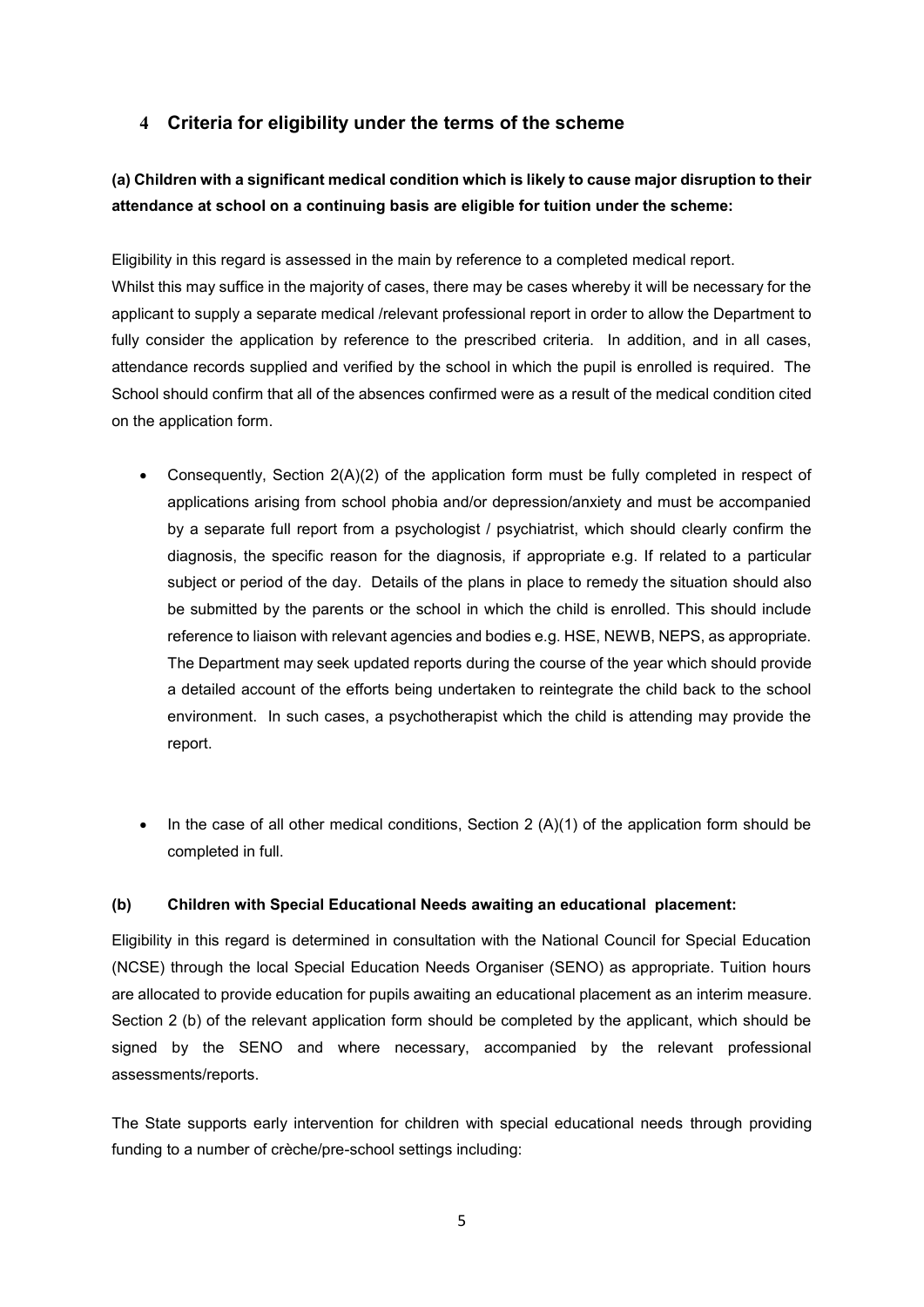## 4 Criteria for eligibility under the terms of the scheme

**(a) Children with a significant medical condition which is likely to cause major disruption to their attendance at school on a continuing basis are eligible for tuition under the scheme:**

Eligibility in this regard is assessed in the main by reference to a completed medical report.
Whilst this may suffice in the majority of cases, there may be cases whereby it will be necessary for the applicant to supply a separate medical /relevant professional report in order to allow the Department to fully consider the application by reference to the prescribed criteria. In addition, and in all cases, attendance records supplied and verified by the school in which the pupil is enrolled is required. The School should confirm that all of the absences confirmed were as a result of the medical condition cited on the application form.

- Consequently, Section 2(A)(2) of the application form must be fully completed in respect of applications arising from school phobia and/or depression/anxiety and must be accompanied by a separate full report from a psychologist / psychiatrist, which should clearly confirm the diagnosis, the specific reason for the diagnosis, if appropriate e.g. If related to a particular subject or period of the day. Details of the plans in place to remedy the situation should also be submitted by the parents or the school in which the child is enrolled. This should include reference to liaison with relevant agencies and bodies e.g. HSE, NEWB, NEPS, as appropriate. The Department may seek updated reports during the course of the year which should provide a detailed account of the efforts being undertaken to reintegrate the child back to the school environment. In such cases, a psychotherapist which the child is attending may provide the report.

- In the case of all other medical conditions, Section 2 (A)(1) of the application form should be completed in full.

**(b) Children with Special Educational Needs awaiting an educational placement:**

Eligibility in this regard is determined in consultation with the National Council for Special Education (NCSE) through the local Special Education Needs Organiser (SENO) as appropriate. Tuition hours are allocated to provide education for pupils awaiting an educational placement as an interim measure. Section 2 (b) of the relevant application form should be completed by the applicant, which should be signed by the SENO and where necessary, accompanied by the relevant professional assessments/reports.

The State supports early intervention for children with special educational needs through providing funding to a number of crèche/pre-school settings including: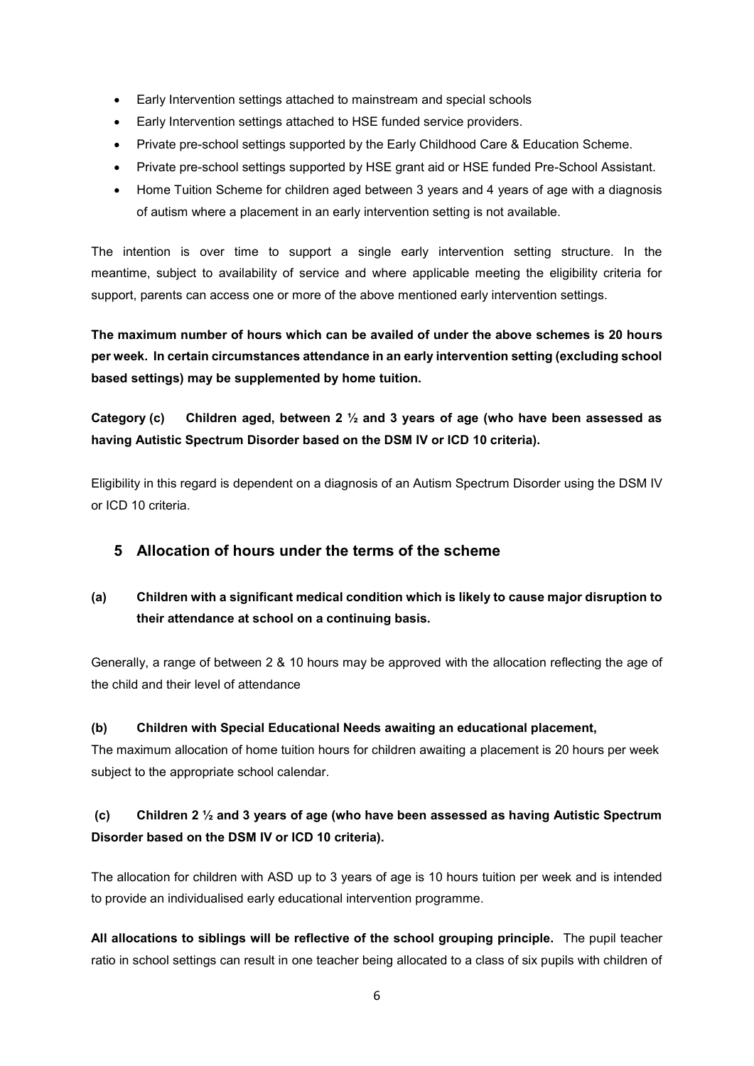- Early Intervention settings attached to mainstream and special schools
- Early Intervention settings attached to HSE funded service providers.
- Private pre-school settings supported by the Early Childhood Care & Education Scheme.
- Private pre-school settings supported by HSE grant aid or HSE funded Pre-School Assistant.
- Home Tuition Scheme for children aged between 3 years and 4 years of age with a diagnosis of autism where a placement in an early intervention setting is not available.

The intention is over time to support a single early intervention setting structure. In the meantime, subject to availability of service and where applicable meeting the eligibility criteria for support, parents can access one or more of the above mentioned early intervention settings.

**The maximum number of hours which can be availed of under the above schemes is 20 hours per week. In certain circumstances attendance in an early intervention setting (excluding school based settings) may be supplemented by home tuition.**

**Category (c) Children aged, between 2 ½ and 3 years of age (who have been assessed as having Autistic Spectrum Disorder based on the DSM IV or ICD 10 criteria).**

Eligibility in this regard is dependent on a diagnosis of an Autism Spectrum Disorder using the DSM IV or ICD 10 criteria.

## 5 Allocation of hours under the terms of the scheme

**(a) Children with a significant medical condition which is likely to cause major disruption to their attendance at school on a continuing basis.**

Generally, a range of between 2 & 10 hours may be approved with the allocation reflecting the age of the child and their level of attendance

**(b) Children with Special Educational Needs awaiting an educational placement,**

The maximum allocation of home tuition hours for children awaiting a placement is 20 hours per week subject to the appropriate school calendar.

**(c) Children 2 ½ and 3 years of age (who have been assessed as having Autistic Spectrum Disorder based on the DSM IV or ICD 10 criteria).**

The allocation for children with ASD up to 3 years of age is 10 hours tuition per week and is intended to provide an individualised early educational intervention programme.

**All allocations to siblings will be reflective of the school grouping principle.** The pupil teacher ratio in school settings can result in one teacher being allocated to a class of six pupils with children of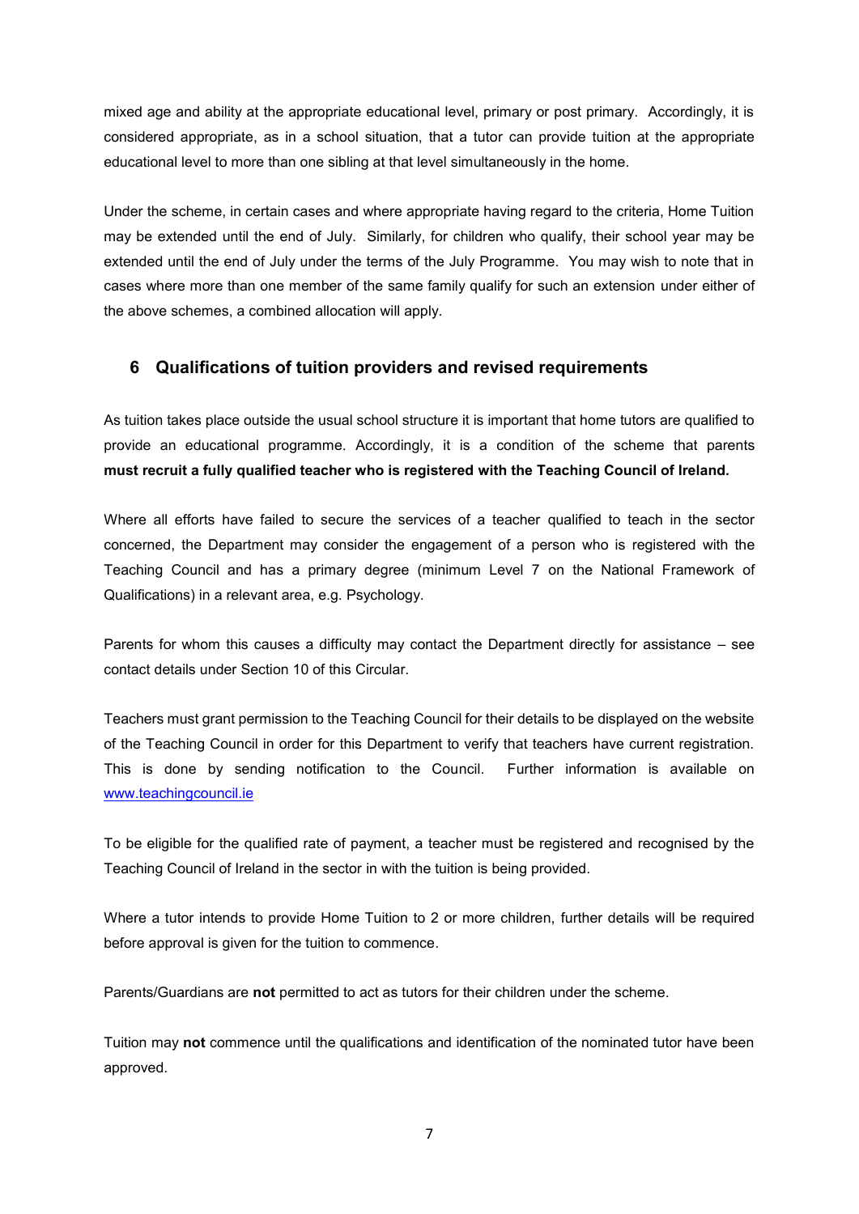mixed age and ability at the appropriate educational level, primary or post primary. Accordingly, it is considered appropriate, as in a school situation, that a tutor can provide tuition at the appropriate educational level to more than one sibling at that level simultaneously in the home.

Under the scheme, in certain cases and where appropriate having regard to the criteria, Home Tuition may be extended until the end of July. Similarly, for children who qualify, their school year may be extended until the end of July under the terms of the July Programme. You may wish to note that in cases where more than one member of the same family qualify for such an extension under either of the above schemes, a combined allocation will apply.

## 6 Qualifications of tuition providers and revised requirements

As tuition takes place outside the usual school structure it is important that home tutors are qualified to provide an educational programme. Accordingly, it is a condition of the scheme that parents **must recruit a fully qualified teacher who is registered with the Teaching Council of Ireland.**

Where all efforts have failed to secure the services of a teacher qualified to teach in the sector concerned, the Department may consider the engagement of a person who is registered with the Teaching Council and has a primary degree (minimum Level 7 on the National Framework of Qualifications) in a relevant area, e.g. Psychology.

Parents for whom this causes a difficulty may contact the Department directly for assistance – see contact details under Section 10 of this Circular.

Teachers must grant permission to the Teaching Council for their details to be displayed on the website of the Teaching Council in order for this Department to verify that teachers have current registration. This is done by sending notification to the Council. Further information is available on [www.teachingcouncil.ie](www.teachingcouncil.ie)

To be eligible for the qualified rate of payment, a teacher must be registered and recognised by the Teaching Council of Ireland in the sector in with the tuition is being provided.

Where a tutor intends to provide Home Tuition to 2 or more children, further details will be required before approval is given for the tuition to commence.

Parents/Guardians are **not** permitted to act as tutors for their children under the scheme.

Tuition may **not** commence until the qualifications and identification of the nominated tutor have been approved.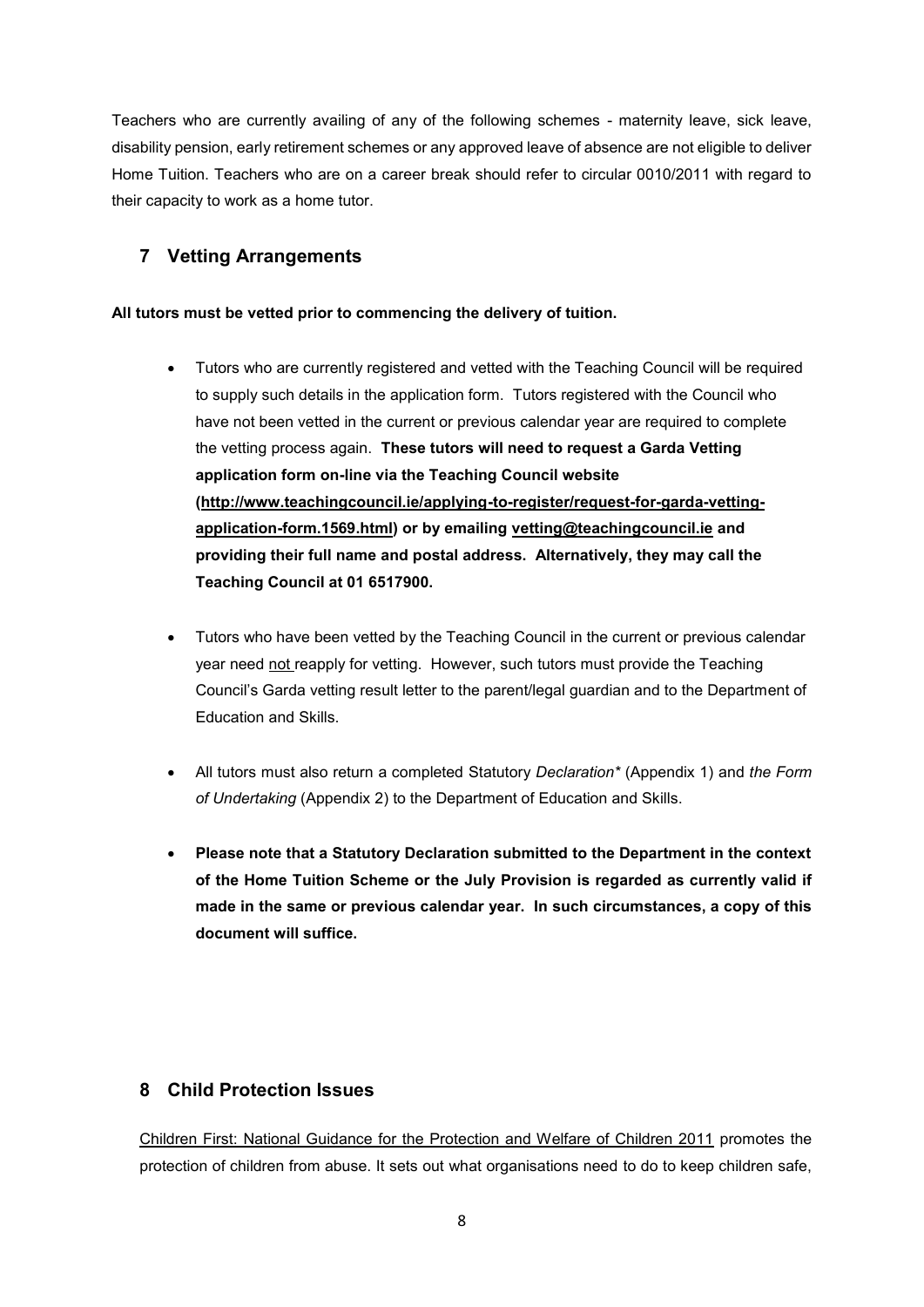Teachers who are currently availing of any of the following schemes - maternity leave, sick leave, disability pension, early retirement schemes or any approved leave of absence are not eligible to deliver Home Tuition. Teachers who are on a career break should refer to circular 0010/2011 with regard to their capacity to work as a home tutor.

## 7 Vetting Arrangements

**All tutors must be vetted prior to commencing the delivery of tuition.**

- Tutors who are currently registered and vetted with the Teaching Council will be required to supply such details in the application form. Tutors registered with the Council who have not been vetted in the current or previous calendar year are required to complete the vetting process again. **These tutors will need to request a Garda Vetting application form on-line via the Teaching Council website (http://www.teachingcouncil.ie/applying-to-register/request-for-garda-vetting-application-form.1569.html) or by emailing vetting@teachingcouncil.ie and providing their full name and postal address. Alternatively, they may call the Teaching Council at 01 6517900.**

- Tutors who have been vetted by the Teaching Council in the current or previous calendar year need not reapply for vetting. However, such tutors must provide the Teaching Council's Garda vetting result letter to the parent/legal guardian and to the Department of Education and Skills.

- All tutors must also return a completed Statutory *Declaration\** (Appendix 1) and *the Form of Undertaking* (Appendix 2) to the Department of Education and Skills.

- **Please note that a Statutory Declaration submitted to the Department in the context of the Home Tuition Scheme or the July Provision is regarded as currently valid if made in the same or previous calendar year. In such circumstances, a copy of this document will suffice.**

## 8 Child Protection Issues

Children First: National Guidance for the Protection and Welfare of Children 2011 promotes the protection of children from abuse. It sets out what organisations need to do to keep children safe,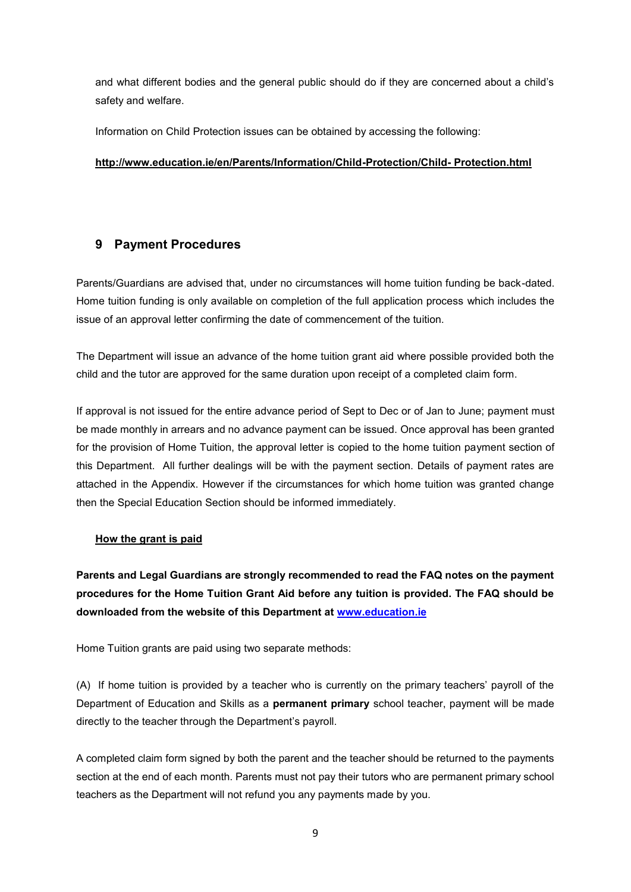and what different bodies and the general public should do if they are concerned about a child's safety and welfare.

Information on Child Protection issues can be obtained by accessing the following:

**http://www.education.ie/en/Parents/Information/Child-Protection/Child- Protection.html**

## 9 Payment Procedures

Parents/Guardians are advised that, under no circumstances will home tuition funding be back-dated. Home tuition funding is only available on completion of the full application process which includes the issue of an approval letter confirming the date of commencement of the tuition.

The Department will issue an advance of the home tuition grant aid where possible provided both the child and the tutor are approved for the same duration upon receipt of a completed claim form.

If approval is not issued for the entire advance period of Sept to Dec or of Jan to June; payment must be made monthly in arrears and no advance payment can be issued. Once approval has been granted for the provision of Home Tuition, the approval letter is copied to the home tuition payment section of this Department. All further dealings will be with the payment section. Details of payment rates are attached in the Appendix. However if the circumstances for which home tuition was granted change then the Special Education Section should be informed immediately.

**How the grant is paid**

**Parents and Legal Guardians are strongly recommended to read the FAQ notes on the payment procedures for the Home Tuition Grant Aid before any tuition is provided. The FAQ should be downloaded from the website of this Department at www.education.ie**

Home Tuition grants are paid using two separate methods:

(A) If home tuition is provided by a teacher who is currently on the primary teachers' payroll of the Department of Education and Skills as a **permanent primary** school teacher, payment will be made directly to the teacher through the Department's payroll.

A completed claim form signed by both the parent and the teacher should be returned to the payments section at the end of each month. Parents must not pay their tutors who are permanent primary school teachers as the Department will not refund you any payments made by you.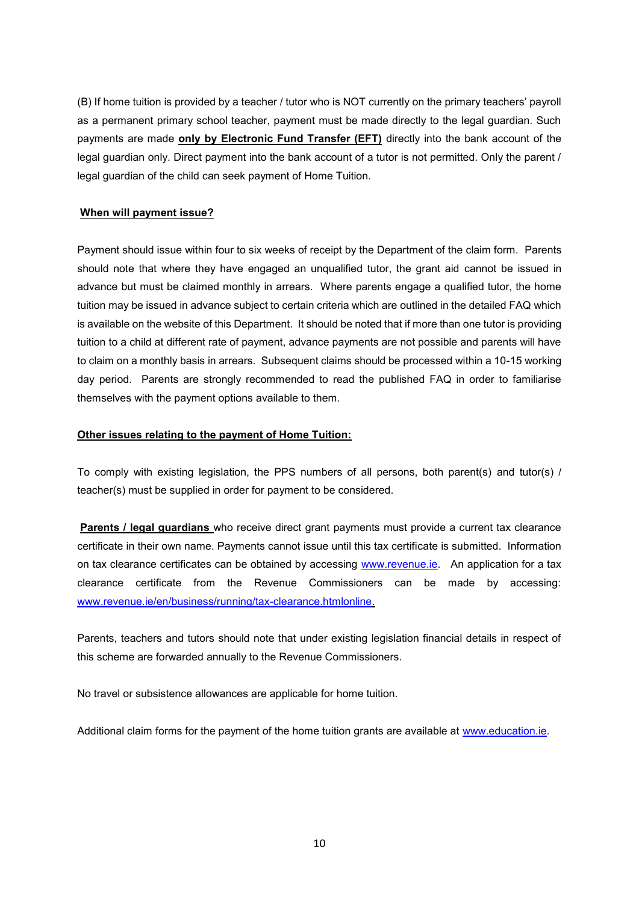(B) If home tuition is provided by a teacher / tutor who is NOT currently on the primary teachers' payroll as a permanent primary school teacher, payment must be made directly to the legal guardian. Such payments are made **only by Electronic Fund Transfer (EFT)** directly into the bank account of the legal guardian only. Direct payment into the bank account of a tutor is not permitted. Only the parent / legal guardian of the child can seek payment of Home Tuition.

**When will payment issue?**

Payment should issue within four to six weeks of receipt by the Department of the claim form. Parents should note that where they have engaged an unqualified tutor, the grant aid cannot be issued in advance but must be claimed monthly in arrears. Where parents engage a qualified tutor, the home tuition may be issued in advance subject to certain criteria which are outlined in the detailed FAQ which is available on the website of this Department. It should be noted that if more than one tutor is providing tuition to a child at different rate of payment, advance payments are not possible and parents will have to claim on a monthly basis in arrears. Subsequent claims should be processed within a 10-15 working day period. Parents are strongly recommended to read the published FAQ in order to familiarise themselves with the payment options available to them.

**Other issues relating to the payment of Home Tuition:**

To comply with existing legislation, the PPS numbers of all persons, both parent(s) and tutor(s) / teacher(s) must be supplied in order for payment to be considered.

**Parents / legal guardians** who receive direct grant payments must provide a current tax clearance certificate in their own name. Payments cannot issue until this tax certificate is submitted. Information on tax clearance certificates can be obtained by accessing www.revenue.ie. An application for a tax clearance certificate from the Revenue Commissioners can be made by accessing: www.revenue.ie/en/business/running/tax-clearance.htmlonline.

Parents, teachers and tutors should note that under existing legislation financial details in respect of this scheme are forwarded annually to the Revenue Commissioners.

No travel or subsistence allowances are applicable for home tuition.

Additional claim forms for the payment of the home tuition grants are available at www.education.ie.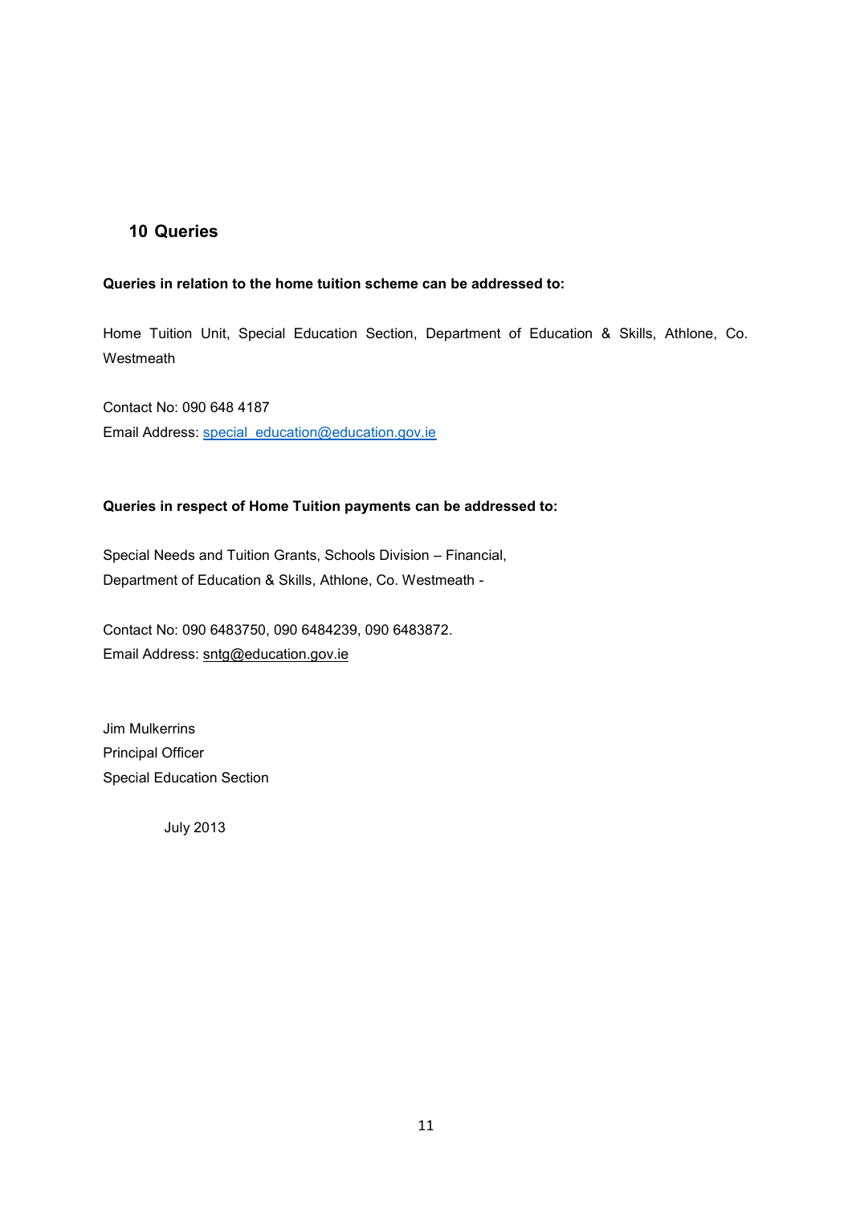## 10 Queries

**Queries in relation to the home tuition scheme can be addressed to:**

Home Tuition Unit, Special Education Section, Department of Education & Skills, Athlone, Co. Westmeath

Contact No: 090 648 4187
Email Address: special_education@education.gov.ie

**Queries in respect of Home Tuition payments can be addressed to:**

Special Needs and Tuition Grants, Schools Division – Financial,
Department of Education & Skills, Athlone, Co. Westmeath -

Contact No: 090 6483750, 090 6484239, 090 6483872.
Email Address: sntg@education.gov.ie

Jim Mulkerrins
Principal Officer
Special Education Section

July 2013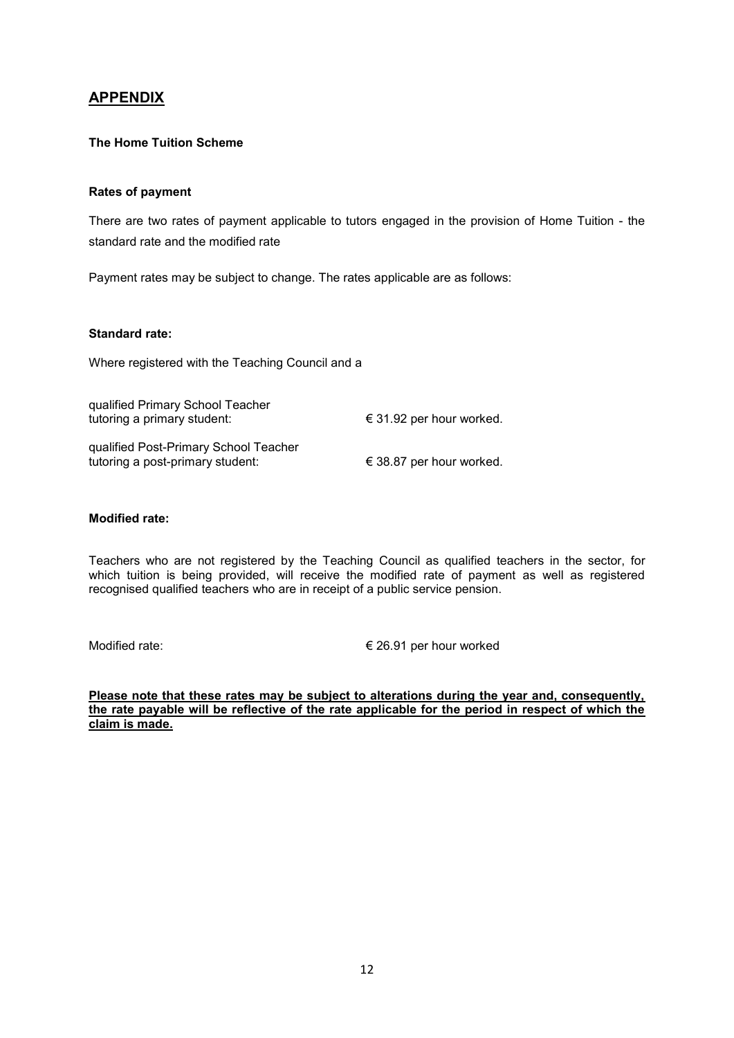## APPENDIX

**The Home Tuition Scheme**

**Rates of payment**

There are two rates of payment applicable to tutors engaged in the provision of Home Tuition - the standard rate and the modified rate

Payment rates may be subject to change. The rates applicable are as follows:

**Standard rate:**

Where registered with the Teaching Council and a

| | |
|---|---|
| qualified Primary School Teacher tutoring a primary student: | € 31.92 per hour worked. |
| qualified Post-Primary School Teacher tutoring a post-primary student: | € 38.87 per hour worked. |

**Modified rate:**

Teachers who are not registered by the Teaching Council as qualified teachers in the sector, for which tuition is being provided, will receive the modified rate of payment as well as registered recognised qualified teachers who are in receipt of a public service pension.

Modified rate: € 26.91 per hour worked

**Please note that these rates may be subject to alterations during the year and, consequently, the rate payable will be reflective of the rate applicable for the period in respect of which the claim is made.**